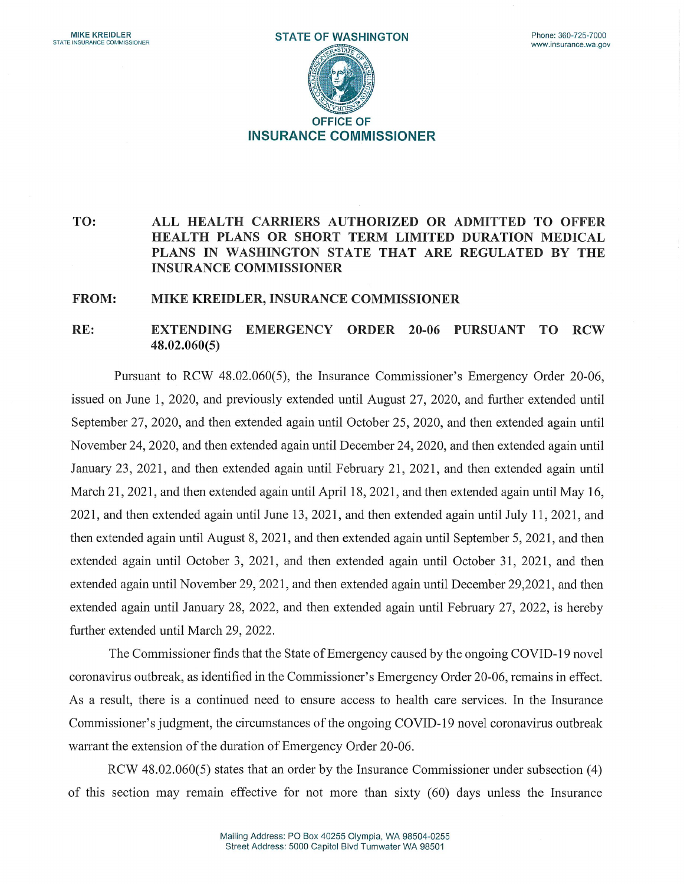MIKE KREIDLER
STATE INSURANCE COMMISSIONER

**STATE OF WASHINGTON**

Phone: 360-725-7000
www.insurance.wa.gov

**OFFICE OF**
**INSURANCE COMMISSIONER**

**TO:** ALL HEALTH CARRIERS AUTHORIZED OR ADMITTED TO OFFER HEALTH PLANS OR SHORT TERM LIMITED DURATION MEDICAL PLANS IN WASHINGTON STATE THAT ARE REGULATED BY THE INSURANCE COMMISSIONER

**FROM:** MIKE KREIDLER, INSURANCE COMMISSIONER

**RE:** EXTENDING EMERGENCY ORDER 20-06 PURSUANT TO RCW 48.02.060(5)

Pursuant to RCW 48.02.060(5), the Insurance Commissioner's Emergency Order 20-06, issued on June 1, 2020, and previously extended until August 27, 2020, and further extended until September 27, 2020, and then extended again until October 25, 2020, and then extended again until November 24, 2020, and then extended again until December 24, 2020, and then extended again until January 23, 2021, and then extended again until February 21, 2021, and then extended again until March 21, 2021, and then extended again until April 18, 2021, and then extended again until May 16, 2021, and then extended again until June 13, 2021, and then extended again until July 11, 2021, and then extended again until August 8, 2021, and then extended again until September 5, 2021, and then extended again until October 3, 2021, and then extended again until October 31, 2021, and then extended again until November 29, 2021, and then extended again until December 29,2021, and then extended again until January 28, 2022, and then extended again until February 27, 2022, is hereby further extended until March 29, 2022.

The Commissioner finds that the State of Emergency caused by the ongoing COVID-19 novel coronavirus outbreak, as identified in the Commissioner's Emergency Order 20-06, remains in effect. As a result, there is a continued need to ensure access to health care services. In the Insurance Commissioner's judgment, the circumstances of the ongoing COVID-19 novel coronavirus outbreak warrant the extension of the duration of Emergency Order 20-06.

RCW 48.02.060(5) states that an order by the Insurance Commissioner under subsection (4) of this section may remain effective for not more than sixty (60) days unless the Insurance

Mailing Address: PO Box 40255 Olympia, WA 98504-0255
Street Address: 5000 Capitol Blvd Tumwater WA 98501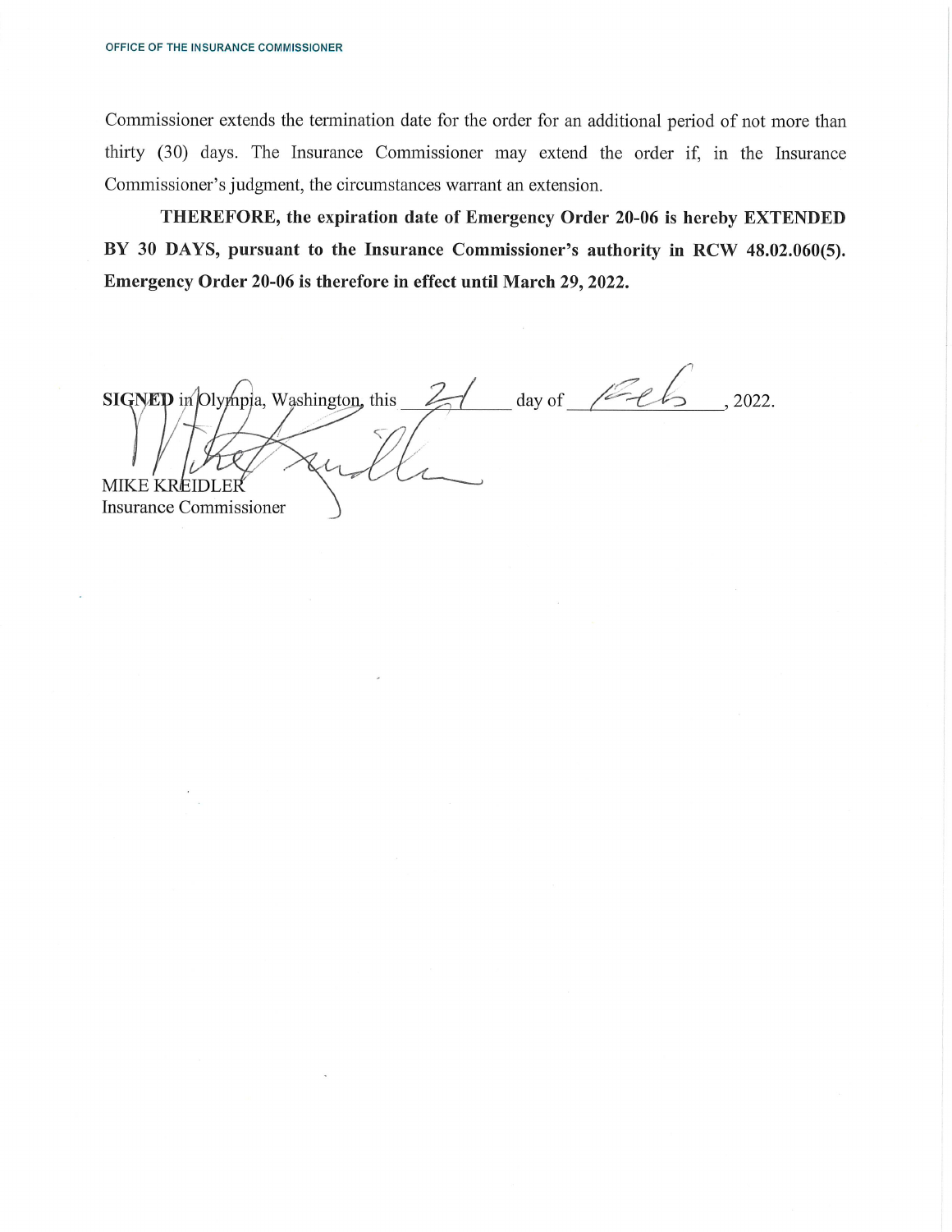Commissioner extends the termination date for the order for an additional period of not more than thirty (30) days. The Insurance Commissioner may extend the order if, in the Insurance Commissioner's judgment, the circumstances warrant an extension.

**THEREFORE, the expiration date of Emergency Order 20-06 is hereby EXTENDED BY 30 DAYS, pursuant to the Insurance Commissioner's authority in RCW 48.02.060(5). Emergency Order 20-06 is therefore in effect until March 29, 2022.**

**SIGNED** in Olympia, Washington, this 21 day of Feb, 2022.

MIKE KREIDLER
Insurance Commissioner